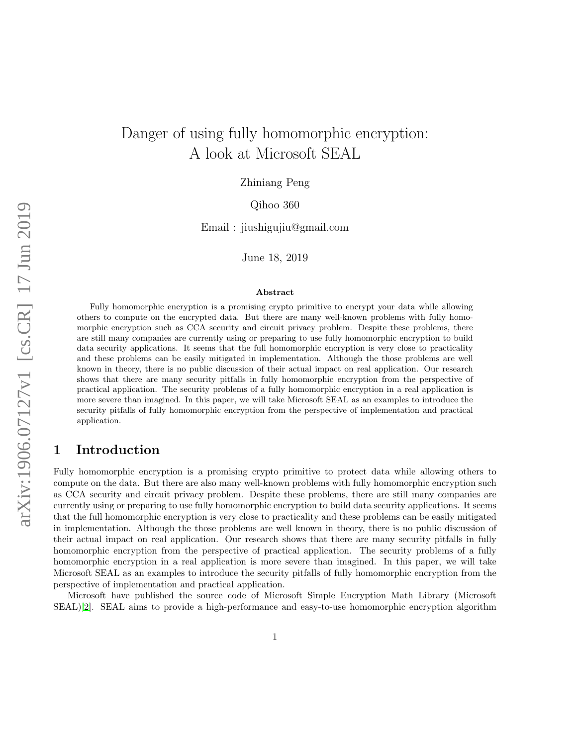# Danger of using fully homomorphic encryption: A look at Microsoft SEAL

Zhiniang Peng

Qihoo 360

Email : jiushigujiu@gmail.com

June 18, 2019

### Abstract

Fully homomorphic encryption is a promising crypto primitive to encrypt your data while allowing others to compute on the encrypted data. But there are many well-known problems with fully homomorphic encryption such as CCA security and circuit privacy problem. Despite these problems, there are still many companies are currently using or preparing to use fully homomorphic encryption to build data security applications. It seems that the full homomorphic encryption is very close to practicality and these problems can be easily mitigated in implementation. Although the those problems are well known in theory, there is no public discussion of their actual impact on real application. Our research shows that there are many security pitfalls in fully homomorphic encryption from the perspective of practical application. The security problems of a fully homomorphic encryption in a real application is more severe than imagined. In this paper, we will take Microsoft SEAL as an examples to introduce the security pitfalls of fully homomorphic encryption from the perspective of implementation and practical application.

## 1 Introduction

Fully homomorphic encryption is a promising crypto primitive to protect data while allowing others to compute on the data. But there are also many well-known problems with fully homomorphic encryption such as CCA security and circuit privacy problem. Despite these problems, there are still many companies are currently using or preparing to use fully homomorphic encryption to build data security applications. It seems that the full homomorphic encryption is very close to practicality and these problems can be easily mitigated in implementation. Although the those problems are well known in theory, there is no public discussion of their actual impact on real application. Our research shows that there are many security pitfalls in fully homomorphic encryption from the perspective of practical application. The security problems of a fully homomorphic encryption in a real application is more severe than imagined. In this paper, we will take Microsoft SEAL as an examples to introduce the security pitfalls of fully homomorphic encryption from the perspective of implementation and practical application.

Microsoft have published the source code of Microsoft Simple Encryption Math Library (Microsoft SEAL)[2]. SEAL aims to provide a high-performance and easy-to-use homomorphic encryption algorithm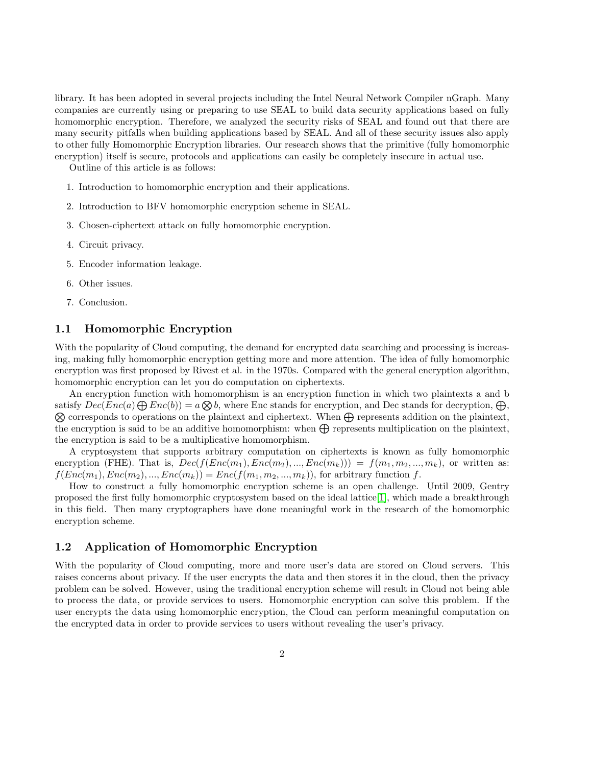library. It has been adopted in several projects including the Intel Neural Network Compiler nGraph. Many companies are currently using or preparing to use SEAL to build data security applications based on fully homomorphic encryption. Therefore, we analyzed the security risks of SEAL and found out that there are many security pitfalls when building applications based by SEAL. And all of these security issues also apply to other fully Homomorphic Encryption libraries. Our research shows that the primitive (fully homomorphic encryption) itself is secure, protocols and applications can easily be completely insecure in actual use.

Outline of this article is as follows:

1. Introduction to homomorphic encryption and their applications.
2. Introduction to BFV homomorphic encryption scheme in SEAL.
3. Chosen-ciphertext attack on fully homomorphic encryption.
4. Circuit privacy.
5. Encoder information leakage.
6. Other issues.
7. Conclusion.

## 1.1 Homomorphic Encryption

With the popularity of Cloud computing, the demand for encrypted data searching and processing is increasing, making fully homomorphic encryption getting more and more attention. The idea of fully homomorphic encryption was first proposed by Rivest et al. in the 1970s. Compared with the general encryption algorithm, homomorphic encryption can let you do computation on ciphertexts.

An encryption function with homomorphism is an encryption function in which two plaintexts a and b satisfy $Dec(Enc(a) \bigoplus Enc(b)) = a \bigotimes b$, where Enc stands for encryption, and Dec stands for decryption, $\bigoplus$, $\bigotimes$ corresponds to operations on the plaintext and ciphertext. When $\bigoplus$ represents addition on the plaintext, the encryption is said to be an additive homomorphism: when $\bigoplus$ represents multiplication on the plaintext, the encryption is said to be a multiplicative homomorphism.

A cryptosystem that supports arbitrary computation on ciphertexts is known as fully homomorphic encryption (FHE). That is, $Dec(f(Enc(m_1), Enc(m_2), ..., Enc(m_k))) = f(m_1, m_2, ..., m_k)$, or written as: $f(Enc(m_1), Enc(m_2), ..., Enc(m_k)) = Enc(f(m_1, m_2, ..., m_k))$, for arbitrary function $f$.

How to construct a fully homomorphic encryption scheme is an open challenge. Until 2009, Gentry proposed the first fully homomorphic cryptosystem based on the ideal lattice[1], which made a breakthrough in this field. Then many cryptographers have done meaningful work in the research of the homomorphic encryption scheme.

## 1.2 Application of Homomorphic Encryption

With the popularity of Cloud computing, more and more user's data are stored on Cloud servers. This raises concerns about privacy. If the user encrypts the data and then stores it in the cloud, then the privacy problem can be solved. However, using the traditional encryption scheme will result in Cloud not being able to process the data, or provide services to users. Homomorphic encryption can solve this problem. If the user encrypts the data using homomorphic encryption, the Cloud can perform meaningful computation on the encrypted data in order to provide services to users without revealing the user's privacy.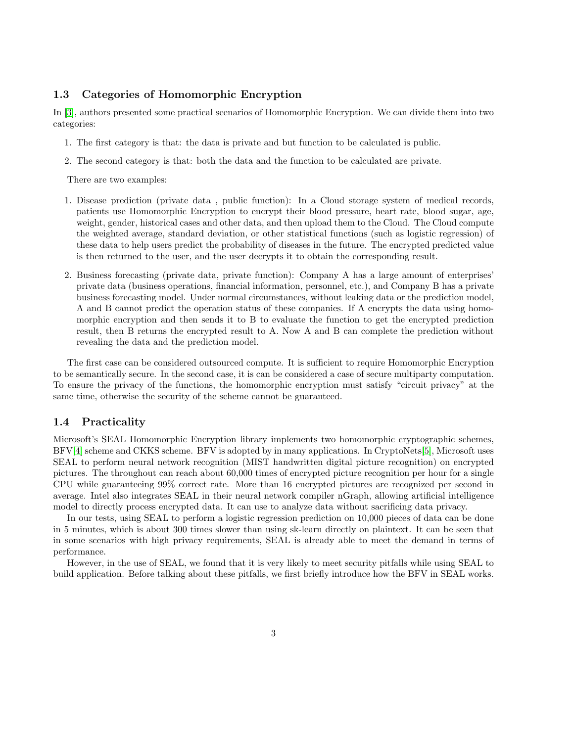### 1.3 Categories of Homomorphic Encryption

In [3], authors presented some practical scenarios of Homomorphic Encryption. We can divide them into two categories:

1. The first category is that: the data is private and but function to be calculated is public.
2. The second category is that: both the data and the function to be calculated are private.

There are two examples:

1. Disease prediction (private data , public function): In a Cloud storage system of medical records, patients use Homomorphic Encryption to encrypt their blood pressure, heart rate, blood sugar, age, weight, gender, historical cases and other data, and then upload them to the Cloud. The Cloud compute the weighted average, standard deviation, or other statistical functions (such as logistic regression) of these data to help users predict the probability of diseases in the future. The encrypted predicted value is then returned to the user, and the user decrypts it to obtain the corresponding result.
2. Business forecasting (private data, private function): Company A has a large amount of enterprises' private data (business operations, financial information, personnel, etc.), and Company B has a private business forecasting model. Under normal circumstances, without leaking data or the prediction model, A and B cannot predict the operation status of these companies. If A encrypts the data using homomorphic encryption and then sends it to B to evaluate the function to get the encrypted prediction result, then B returns the encrypted result to A. Now A and B can complete the prediction without revealing the data and the prediction model.

The first case can be considered outsourced compute. It is sufficient to require Homomorphic Encryption to be semantically secure. In the second case, it is can be considered a case of secure multiparty computation. To ensure the privacy of the functions, the homomorphic encryption must satisfy "circuit privacy" at the same time, otherwise the security of the scheme cannot be guaranteed.

### 1.4 Practicality

Microsoft's SEAL Homomorphic Encryption library implements two homomorphic cryptographic schemes, BFV[4] scheme and CKKS scheme. BFV is adopted by in many applications. In CryptoNets[5], Microsoft uses SEAL to perform neural network recognition (MIST handwritten digital picture recognition) on encrypted pictures. The throughout can reach about 60,000 times of encrypted picture recognition per hour for a single CPU while guaranteeing 99% correct rate. More than 16 encrypted pictures are recognized per second in average. Intel also integrates SEAL in their neural network compiler nGraph, allowing artificial intelligence model to directly process encrypted data. It can use to analyze data without sacrificing data privacy.

In our tests, using SEAL to perform a logistic regression prediction on 10,000 pieces of data can be done in 5 minutes, which is about 300 times slower than using sk-learn directly on plaintext. It can be seen that in some scenarios with high privacy requirements, SEAL is already able to meet the demand in terms of performance.

However, in the use of SEAL, we found that it is very likely to meet security pitfalls while using SEAL to build application. Before talking about these pitfalls, we first briefly introduce how the BFV in SEAL works.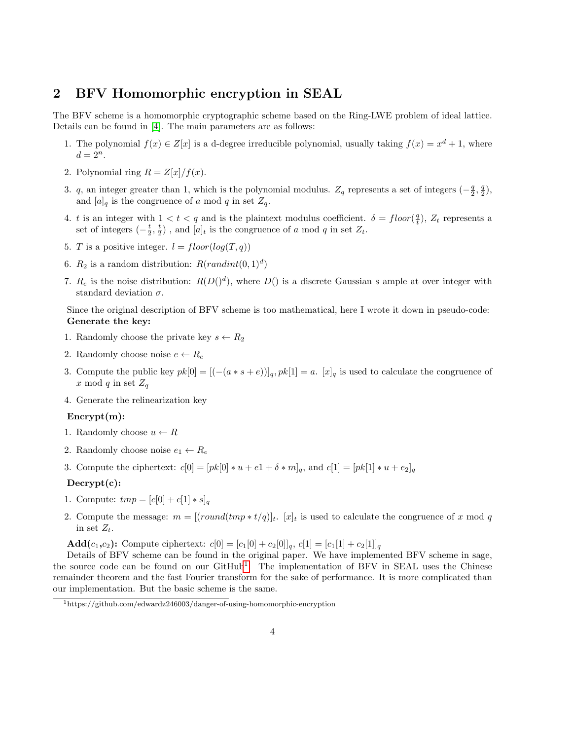## 2 BFV Homomorphic encryption in SEAL

The BFV scheme is a homomorphic cryptographic scheme based on the Ring-LWE problem of ideal lattice. Details can be found in [4]. The main parameters are as follows:

1. The polynomial $f(x) \in Z[x]$ is a d-degree irreducible polynomial, usually taking $f(x) = x^d + 1$, where $d = 2^n$.
2. Polynomial ring $R = Z[x]/f(x)$.
3. $q$, an integer greater than 1, which is the polynomial modulus. $Z_q$ represents a set of integers $(-\frac{q}{2}, \frac{q}{2})$, and $[a]_q$ is the congruence of $a$ mod $q$ in set $Z_q$.
4. $t$ is an integer with $1 < t < q$ and is the plaintext modulus coefficient. $\delta = floor(\frac{q}{t})$, $Z_t$ represents a set of integers $(-\frac{t}{2}, \frac{t}{2})$ , and $[a]_t$ is the congruence of $a$ mod $q$ in set $Z_t$.
5. $T$ is a positive integer. $l = floor(log(T, q))$
6. $R_2$ is a random distribution: $R(randint(0, 1)^d)$
7. $R_e$ is the noise distribution: $R(D()^d)$, where $D()$ is a discrete Gaussian s ample at over integer with standard deviation $\sigma$.

Since the original description of BFV scheme is too mathematical, here I wrote it down in pseudo-code:
**Generate the key:**

1. Randomly choose the private key $s \leftarrow R_2$
2. Randomly choose noise $e \leftarrow R_e$
3. Compute the public key $pk[0] = [(-(a*s+e))]_q, pk[1] = a$. $[x]_q$ is used to calculate the congruence of $x$ mod $q$ in set $Z_q$
4. Generate the relinearization key

**Encrypt(m):**

1. Randomly choose $u \leftarrow R$
2. Randomly choose noise $e_1 \leftarrow R_e$
3. Compute the ciphertext: $c[0] = [pk[0]*u + e1 + \delta * m]_q$, and $c[1] = [pk[1]*u + e_2]_q$

**Decrypt(c):**

1. Compute: $tmp = [c[0] + c[1]*s]_q$
2. Compute the message: $m = [(round(tmp * t/q)]_t$. $[x]_t$ is used to calculate the congruence of $x$ mod $q$ in set $Z_t$.

**Add($c_1$,$c_2$):** Compute ciphertext: $c[0] = [c_1[0] + c_2[0]]_q$, $c[1] = [c_1[1] + c_2[1]]_q$

Details of BFV scheme can be found in the original paper. We have implemented BFV scheme in sage, the source code can be found on our GitHub[1]. The implementation of BFV in SEAL uses the Chinese remainder theorem and the fast Fourier transform for the sake of performance. It is more complicated than our implementation. But the basic scheme is the same.

[1] https://github.com/edwardz246003/danger-of-using-homomorphic-encryption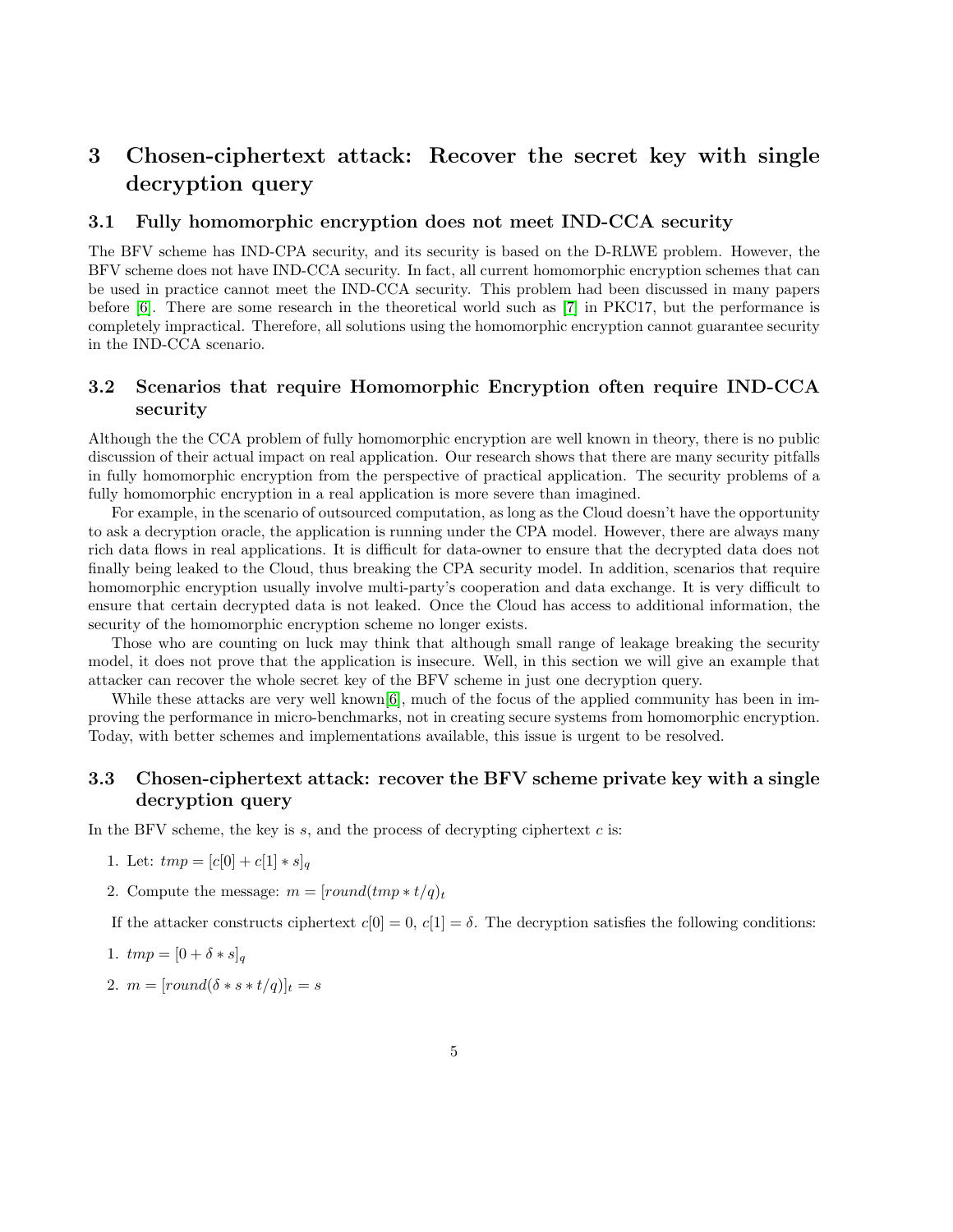# 3 Chosen-ciphertext attack: Recover the secret key with single decryption query

## 3.1 Fully homomorphic encryption does not meet IND-CCA security

The BFV scheme has IND-CPA security, and its security is based on the D-RLWE problem. However, the BFV scheme does not have IND-CCA security. In fact, all current homomorphic encryption schemes that can be used in practice cannot meet the IND-CCA security. This problem had been discussed in many papers before [6]. There are some research in the theoretical world such as [7] in PKC17, but the performance is completely impractical. Therefore, all solutions using the homomorphic encryption cannot guarantee security in the IND-CCA scenario.

## 3.2 Scenarios that require Homomorphic Encryption often require IND-CCA security

Although the the CCA problem of fully homomorphic encryption are well known in theory, there is no public discussion of their actual impact on real application. Our research shows that there are many security pitfalls in fully homomorphic encryption from the perspective of practical application. The security problems of a fully homomorphic encryption in a real application is more severe than imagined.

For example, in the scenario of outsourced computation, as long as the Cloud doesn't have the opportunity to ask a decryption oracle, the application is running under the CPA model. However, there are always many rich data flows in real applications. It is difficult for data-owner to ensure that the decrypted data does not finally being leaked to the Cloud, thus breaking the CPA security model. In addition, scenarios that require homomorphic encryption usually involve multi-party's cooperation and data exchange. It is very difficult to ensure that certain decrypted data is not leaked. Once the Cloud has access to additional information, the security of the homomorphic encryption scheme no longer exists.

Those who are counting on luck may think that although small range of leakage breaking the security model, it does not prove that the application is insecure. Well, in this section we will give an example that attacker can recover the whole secret key of the BFV scheme in just one decryption query.

While these attacks are very well known[6], much of the focus of the applied community has been in improving the performance in micro-benchmarks, not in creating secure systems from homomorphic encryption. Today, with better schemes and implementations available, this issue is urgent to be resolved.

## 3.3 Chosen-ciphertext attack: recover the BFV scheme private key with a single decryption query

In the BFV scheme, the key is $s$, and the process of decrypting ciphertext $c$ is:

1. Let: $tmp = [c[0] + c[1] * s]_q$
2. Compute the message: $m = [round(tmp * t/q)_t$

If the attacker constructs ciphertext $c[0] = 0$, $c[1] = \delta$. The decryption satisfies the following conditions:

1. $tmp = [0 + \delta * s]_q$
2. $m = [round(\delta * s * t/q)]_t = s$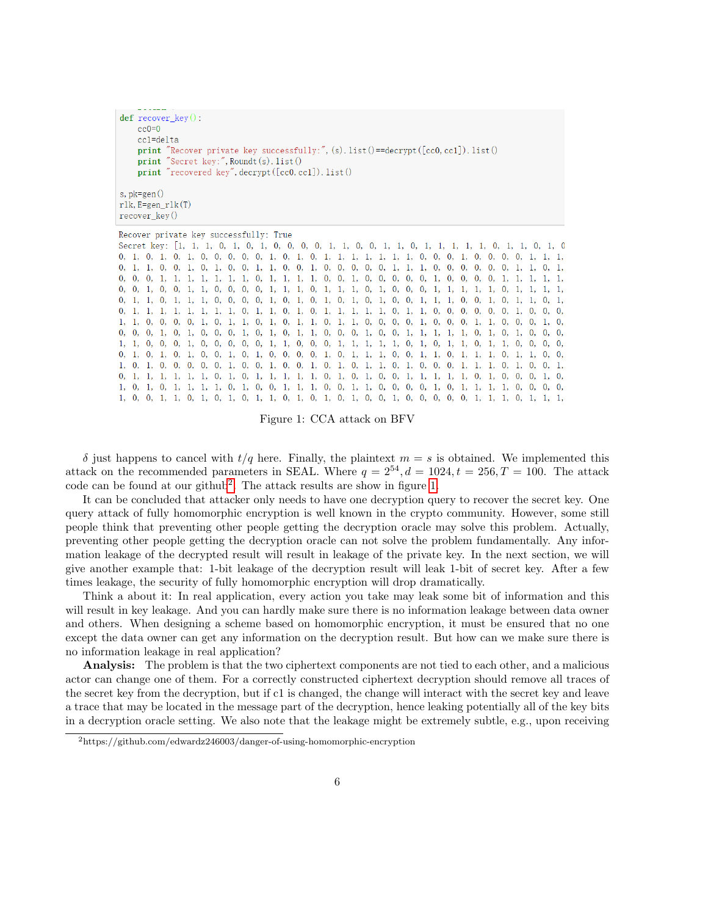```
def recover_key():
    cc0=0
    cc1=delta
    print "Recover private key successfully:", (s).list()==decrypt([cc0,cc1]).list()
    print "Secret key:",Roundt(s).list()
    print "recovered key",decrypt([cc0,cc1]).list()

s,pk=gen()
rlk,E=gen_rlk(T)
recover_key()
```

```
Recover private key successfully: True
Secret key: [1, 1, 1, 0, 1, 0, 1, 0, 0, 0, 0, 1, 1, 0, 0, 1, 1, 0, 1, 1, 1, 1, 1, 0, 1, 1, 0, 1, 0
0, 1, 0, 1, 0, 1, 0, 0, 0, 0, 0, 1, 0, 1, 0, 1, 1, 1, 1, 1, 1, 1, 0, 0, 0, 1, 0, 0, 0, 0, 1, 1, 1,
0, 1, 1, 0, 0, 1, 0, 1, 0, 0, 1, 1, 0, 0, 1, 0, 0, 0, 0, 0, 1, 1, 1, 0, 0, 0, 0, 0, 0, 1, 1, 0, 1,
0, 0, 0, 1, 1, 1, 1, 1, 1, 1, 0, 1, 1, 1, 1, 0, 0, 1, 0, 0, 0, 0, 0, 1, 0, 0, 0, 0, 1, 1, 1, 1, 1,
0, 0, 1, 0, 0, 1, 1, 0, 0, 0, 0, 0, 1, 1, 1, 0, 1, 1, 1, 0, 1, 0, 0, 0, 1, 1, 1, 1, 1, 0, 1, 1, 1, 1,
0, 1, 1, 0, 1, 1, 1, 0, 0, 0, 0, 1, 0, 1, 0, 1, 0, 1, 0, 1, 0, 0, 0, 1, 1, 1, 0, 0, 1, 0, 1, 1, 0, 1,
0, 1, 1, 1, 1, 1, 1, 1, 1, 0, 1, 1, 0, 1, 0, 1, 1, 1, 1, 0, 1, 1, 0, 0, 0, 0, 0, 0, 0, 1, 0, 0, 0,
1, 1, 0, 0, 0, 0, 1, 0, 1, 1, 0, 1, 0, 1, 1, 0, 1, 1, 0, 0, 0, 0, 1, 0, 0, 0, 1, 1, 0, 0, 0, 1, 0,
0, 0, 0, 1, 0, 1, 0, 0, 0, 1, 0, 1, 0, 1, 1, 0, 0, 0, 1, 0, 0, 1, 1, 1, 1, 1, 0, 1, 0, 1, 0, 0, 0,
1, 1, 0, 0, 0, 1, 0, 0, 0, 0, 0, 1, 1, 0, 0, 0, 1, 1, 1, 1, 1, 0, 1, 0, 1, 1, 0, 1, 1, 0, 0, 0, 0,
0, 1, 0, 1, 0, 1, 0, 0, 1, 0, 1, 0, 0, 0, 0, 1, 0, 1, 1, 1, 0, 0, 1, 1, 0, 1, 1, 1, 0, 1, 1, 0, 0,
1, 0, 1, 0, 0, 0, 0, 0, 1, 0, 0, 1, 0, 0, 1, 0, 1, 0, 1, 1, 0, 1, 0, 0, 0, 1, 1, 1, 0, 1, 0, 0, 1,
0, 1, 1, 1, 1, 1, 1, 0, 1, 0, 1, 1, 1, 1, 1, 0, 1, 0, 1, 0, 0, 1, 1, 1, 1, 1, 0, 1, 0, 0, 0, 1, 0,
1, 0, 1, 0, 1, 1, 1, 1, 0, 1, 0, 0, 1, 1, 1, 0, 0, 1, 1, 0, 0, 0, 0, 1, 0, 1, 1, 1, 1, 0, 0, 0, 0,
1, 0, 0, 1, 1, 0, 1, 0, 1, 0, 1, 1, 0, 1, 0, 1, 0, 1, 0, 0, 1, 0, 0, 0, 0, 0, 1, 1, 1, 0, 1, 1, 1,
```

Figure 1: CCA attack on BFV

$\delta$ just happens to cancel with $t/q$ here. Finally, the plaintext $m = s$ is obtained. We implemented this attack on the recommended parameters in SEAL. Where $q = 2^{54}, d = 1024, t = 256, T = 100$. The attack code can be found at our github[2]. The attack results are show in figure 1.

It can be concluded that attacker only needs to have one decryption query to recover the secret key. One query attack of fully homomorphic encryption is well known in the crypto community. However, some still people think that preventing other people getting the decryption oracle may solve this problem. Actually, preventing other people getting the decryption oracle can not solve the problem fundamentally. Any information leakage of the decrypted result will result in leakage of the private key. In the next section, we will give another example that: 1-bit leakage of the decryption result will leak 1-bit of secret key. After a few times leakage, the security of fully homomorphic encryption will drop dramatically.

Think a about it: In real application, every action you take may leak some bit of information and this will result in key leakage. And you can hardly make sure there is no information leakage between data owner and others. When designing a scheme based on homomorphic encryption, it must be ensured that no one except the data owner can get any information on the decryption result. But how can we make sure there is no information leakage in real application?

**Analysis:** The problem is that the two ciphertext components are not tied to each other, and a malicious actor can change one of them. For a correctly constructed ciphertext decryption should remove all traces of the secret key from the decryption, but if c1 is changed, the change will interact with the secret key and leave a trace that may be located in the message part of the decryption, hence leaking potentially all of the key bits in a decryption oracle setting. We also note that the leakage might be extremely subtle, e.g., upon receiving

[2] https://github.com/edwardz246003/danger-of-using-homomorphic-encryption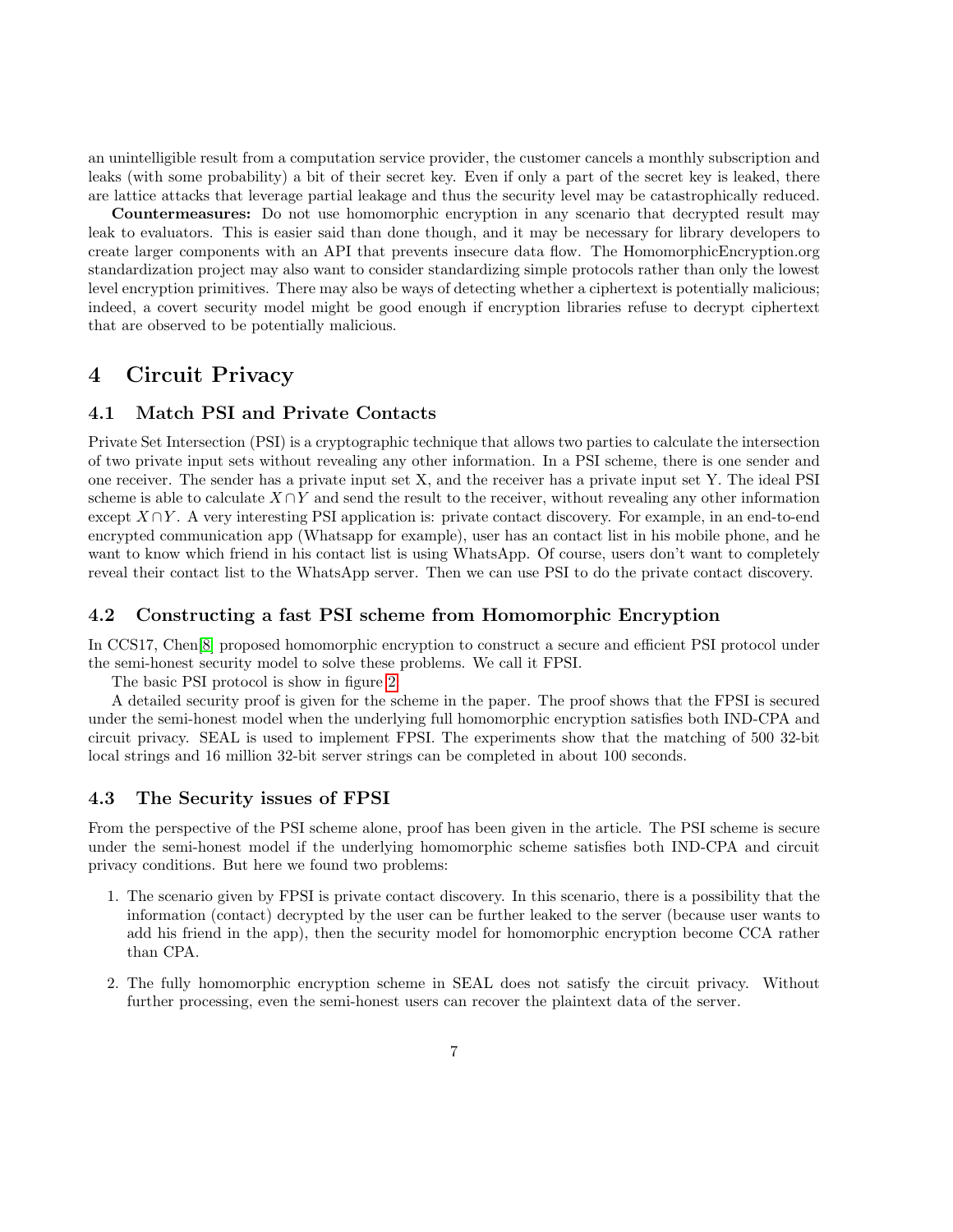an unintelligible result from a computation service provider, the customer cancels a monthly subscription and leaks (with some probability) a bit of their secret key. Even if only a part of the secret key is leaked, there are lattice attacks that leverage partial leakage and thus the security level may be catastrophically reduced.

**Countermeasures:** Do not use homomorphic encryption in any scenario that decrypted result may leak to evaluators. This is easier said than done though, and it may be necessary for library developers to create larger components with an API that prevents insecure data flow. The HomomorphicEncryption.org standardization project may also want to consider standardizing simple protocols rather than only the lowest level encryption primitives. There may also be ways of detecting whether a ciphertext is potentially malicious; indeed, a covert security model might be good enough if encryption libraries refuse to decrypt ciphertext that are observed to be potentially malicious.

# 4 Circuit Privacy

## 4.1 Match PSI and Private Contacts

Private Set Intersection (PSI) is a cryptographic technique that allows two parties to calculate the intersection of two private input sets without revealing any other information. In a PSI scheme, there is one sender and one receiver. The sender has a private input set X, and the receiver has a private input set Y. The ideal PSI scheme is able to calculate $X \cap Y$ and send the result to the receiver, without revealing any other information except $X \cap Y$. A very interesting PSI application is: private contact discovery. For example, in an end-to-end encrypted communication app (Whatsapp for example), user has an contact list in his mobile phone, and he want to know which friend in his contact list is using WhatsApp. Of course, users don't want to completely reveal their contact list to the WhatsApp server. Then we can use PSI to do the private contact discovery.

## 4.2 Constructing a fast PSI scheme from Homomorphic Encryption

In CCS17, Chen[8] proposed homomorphic encryption to construct a secure and efficient PSI protocol under the semi-honest security model to solve these problems. We call it FPSI.

The basic PSI protocol is show in figure 2.

A detailed security proof is given for the scheme in the paper. The proof shows that the FPSI is secured under the semi-honest model when the underlying full homomorphic encryption satisfies both IND-CPA and circuit privacy. SEAL is used to implement FPSI. The experiments show that the matching of 500 32-bit local strings and 16 million 32-bit server strings can be completed in about 100 seconds.

## 4.3 The Security issues of FPSI

From the perspective of the PSI scheme alone, proof has been given in the article. The PSI scheme is secure under the semi-honest model if the underlying homomorphic scheme satisfies both IND-CPA and circuit privacy conditions. But here we found two problems:

1. The scenario given by FPSI is private contact discovery. In this scenario, there is a possibility that the information (contact) decrypted by the user can be further leaked to the server (because user wants to add his friend in the app), then the security model for homomorphic encryption become CCA rather than CPA.

2. The fully homomorphic encryption scheme in SEAL does not satisfy the circuit privacy. Without further processing, even the semi-honest users can recover the plaintext data of the server.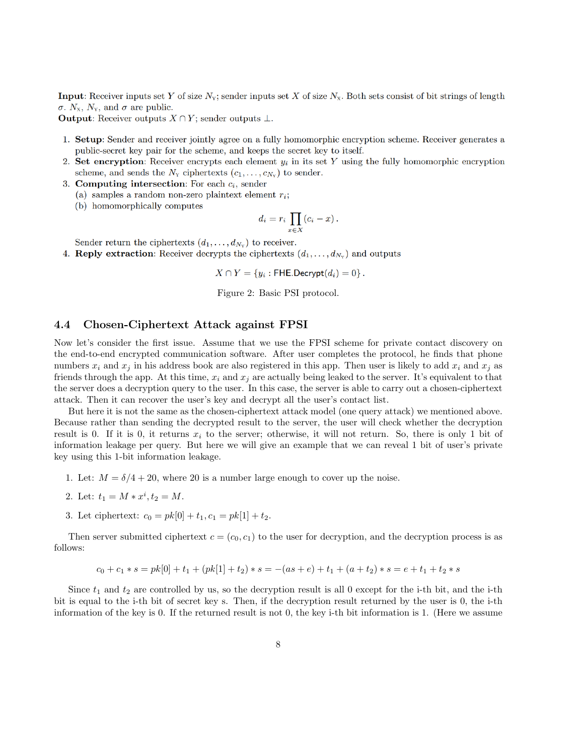**Input**: Receiver inputs set $Y$ of size $N_Y$; sender inputs set $X$ of size $N_X$. Both sets consist of bit strings of length $\sigma$. $N_X$, $N_Y$, and $\sigma$ are public.
**Output**: Receiver outputs $X \cap Y$; sender outputs $\perp$.

1. **Setup**: Sender and receiver jointly agree on a fully homomorphic encryption scheme. Receiver generates a public-secret key pair for the scheme, and keeps the secret key to itself.
2. **Set encryption**: Receiver encrypts each element $y_i$ in its set $Y$ using the fully homomorphic encryption scheme, and sends the $N_Y$ ciphertexts $(c_1, \ldots, c_{N_Y})$ to sender.
3. **Computing intersection**: For each $c_i$, sender
   (a) samples a random non-zero plaintext element $r_i$;
   (b) homomorphically computes
   $$d_i = r_i \prod_{x \in X} (c_i - x) .$$
   Sender return the ciphertexts $(d_1, \ldots, d_{N_Y})$ to receiver.
4. **Reply extraction**: Receiver decrypts the ciphertexts $(d_1, \ldots, d_{N_Y})$ and outputs
   $$X \cap Y = \{y_i : \mathsf{FHE.Decrypt}(d_i) = 0\} .$$

Figure 2: Basic PSI protocol.

### 4.4 Chosen-Ciphertext Attack against FPSI

Now let's consider the first issue. Assume that we use the FPSI scheme for private contact discovery on the end-to-end encrypted communication software. After user completes the protocol, he finds that phone numbers $x_i$ and $x_j$ in his address book are also registered in this app. Then user is likely to add $x_i$ and $x_j$ as friends through the app. At this time, $x_i$ and $x_j$ are actually being leaked to the server. It's equivalent to that the server does a decryption query to the user. In this case, the server is able to carry out a chosen-ciphertext attack. Then it can recover the user's key and decrypt all the user's contact list.

But here it is not the same as the chosen-ciphertext attack model (one query attack) we mentioned above. Because rather than sending the decrypted result to the server, the user will check whether the decryption result is 0. If it is 0, it returns $x_i$ to the server; otherwise, it will not return. So, there is only 1 bit of information leakage per query. But here we will give an example that we can reveal 1 bit of user's private key using this 1-bit information leakage.

1. Let: $M = \delta/4 + 20$, where 20 is a number large enough to cover up the noise.
2. Let: $t_1 = M * x^i, t_2 = M$.
3. Let ciphertext: $c_0 = pk[0] + t_1, c_1 = pk[1] + t_2$.

Then server submitted ciphertext $c = (c_0, c_1)$ to the user for decryption, and the decryption process is as follows:

$$c_0 + c_1 * s = pk[0] + t_1 + (pk[1] + t_2) * s = -(as + e) + t_1 + (a + t_2) * s = e + t_1 + t_2 * s$$

Since $t_1$ and $t_2$ are controlled by us, so the decryption result is all 0 except for the i-th bit, and the i-th bit is equal to the i-th bit of secret key s. Then, if the decryption result returned by the user is 0, the i-th information of the key is 0. If the returned result is not 0, the key i-th bit information is 1. (Here we assume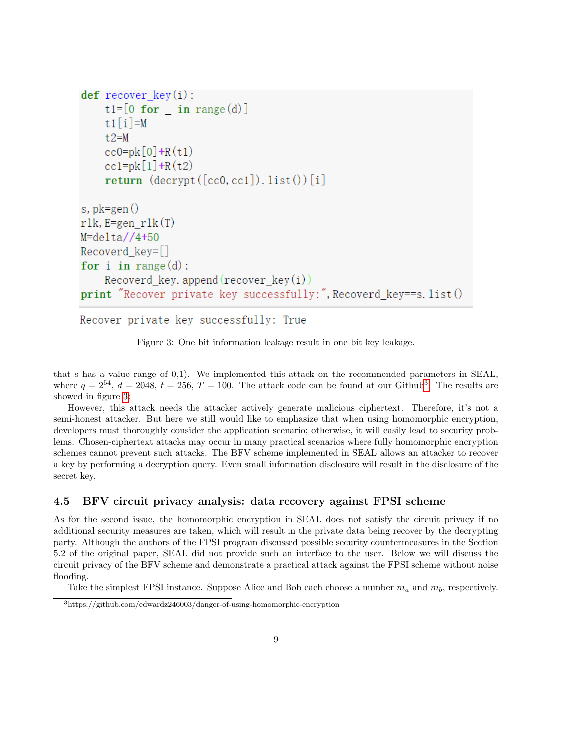```
def recover_key(i):
    t1=[0 for _ in range(d)]
    t1[i]=M
    t2=M
    cc0=pk[0]+R(t1)
    cc1=pk[1]+R(t2)
    return (decrypt([cc0,cc1]).list())[i]

s,pk=gen()
rlk,E=gen_rlk(T)
M=delta//4+50
Recoverd_key=[]
for i in range(d):
    Recoverd_key.append(recover_key(i))
print "Recover private key successfully:",Recoverd_key==s.list()
```

```
Recover private key successfully: True
```

Figure 3: One bit information leakage result in one bit key leakage.

that s has a value range of 0,1). We implemented this attack on the recommended parameters in SEAL, where $q = 2^{54}$, $d = 2048$, $t = 256$, $T = 100$. The attack code can be found at our Github[3]. The results are showed in figure 3.

However, this attack needs the attacker actively generate malicious ciphertext. Therefore, it's not a semi-honest attacker. But here we still would like to emphasize that when using homomorphic encryption, developers must thoroughly consider the application scenario; otherwise, it will easily lead to security problems. Chosen-ciphertext attacks may occur in many practical scenarios where fully homomorphic encryption schemes cannot prevent such attacks. The BFV scheme implemented in SEAL allows an attacker to recover a key by performing a decryption query. Even small information disclosure will result in the disclosure of the secret key.

### 4.5 BFV circuit privacy analysis: data recovery against FPSI scheme

As for the second issue, the homomorphic encryption in SEAL does not satisfy the circuit privacy if no additional security measures are taken, which will result in the private data being recover by the decrypting party. Although the authors of the FPSI program discussed possible security countermeasures in the Section 5.2 of the original paper, SEAL did not provide such an interface to the user. Below we will discuss the circuit privacy of the BFV scheme and demonstrate a practical attack against the FPSI scheme without noise flooding.

Take the simplest FPSI instance. Suppose Alice and Bob each choose a number $m_a$ and $m_b$, respectively.

[3] https://github.com/edwardz246003/danger-of-using-homomorphic-encryption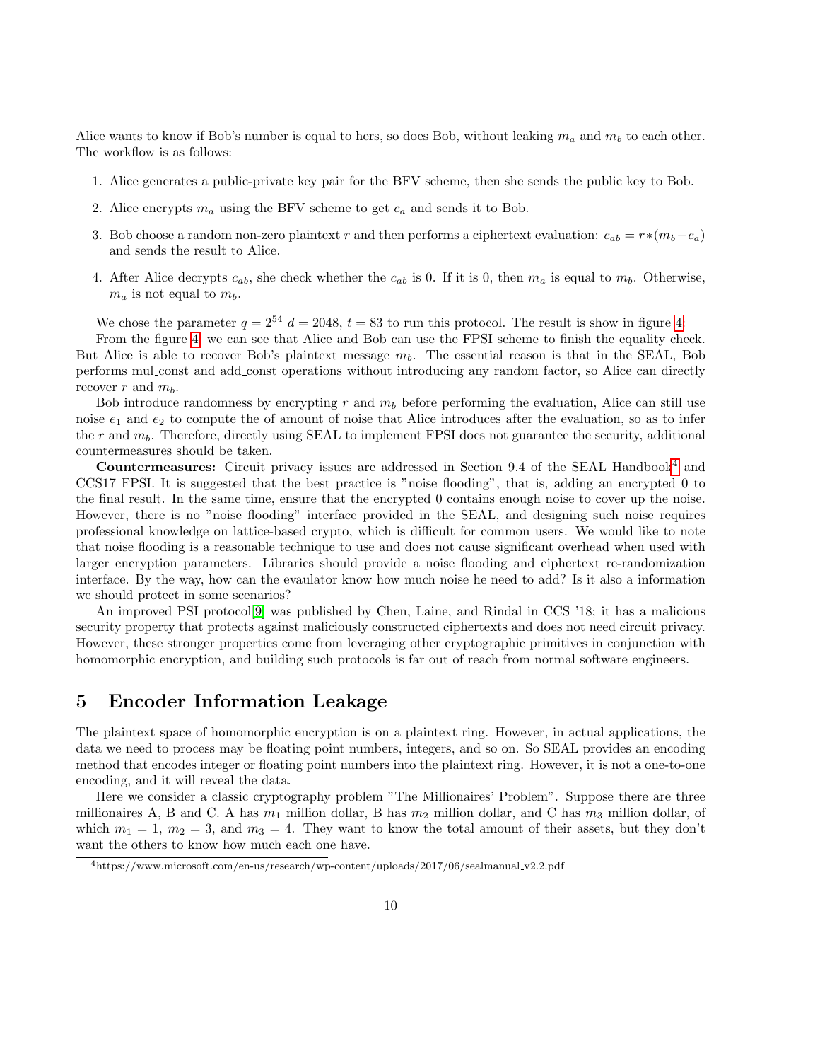Alice wants to know if Bob's number is equal to hers, so does Bob, without leaking $m_a$ and $m_b$ to each other. The workflow is as follows:

1. Alice generates a public-private key pair for the BFV scheme, then she sends the public key to Bob.
2. Alice encrypts $m_a$ using the BFV scheme to get $c_a$ and sends it to Bob.
3. Bob choose a random non-zero plaintext $r$ and then performs a ciphertext evaluation: $c_{ab} = r*(m_b - c_a)$ and sends the result to Alice.
4. After Alice decrypts $c_{ab}$, she check whether the $c_{ab}$ is 0. If it is 0, then $m_a$ is equal to $m_b$. Otherwise, $m_a$ is not equal to $m_b$.

We chose the parameter $q = 2^{54}$ $d = 2048$, $t = 83$ to run this protocol. The result is show in figure 4.

From the figure 4, we can see that Alice and Bob can use the FPSI scheme to finish the equality check. But Alice is able to recover Bob's plaintext message $m_b$. The essential reason is that in the SEAL, Bob performs mul_const and add_const operations without introducing any random factor, so Alice can directly recover $r$ and $m_b$.

Bob introduce randomness by encrypting $r$ and $m_b$ before performing the evaluation, Alice can still use noise $e_1$ and $e_2$ to compute the of amount of noise that Alice introduces after the evaluation, so as to infer the $r$ and $m_b$. Therefore, directly using SEAL to implement FPSI does not guarantee the security, additional countermeasures should be taken.

**Countermeasures:** Circuit privacy issues are addressed in Section 9.4 of the SEAL Handbook[4] and CCS17 FPSI. It is suggested that the best practice is "noise flooding", that is, adding an encrypted 0 to the final result. In the same time, ensure that the encrypted 0 contains enough noise to cover up the noise. However, there is no "noise flooding" interface provided in the SEAL, and designing such noise requires professional knowledge on lattice-based crypto, which is difficult for common users. We would like to note that noise flooding is a reasonable technique to use and does not cause significant overhead when used with larger encryption parameters. Libraries should provide a noise flooding and ciphertext re-randomization interface. By the way, how can the evaulator know how much noise he need to add? Is it also a information we should protect in some scenarios?

An improved PSI protocol[9] was published by Chen, Laine, and Rindal in CCS '18; it has a malicious security property that protects against maliciously constructed ciphertexts and does not need circuit privacy. However, these stronger properties come from leveraging other cryptographic primitives in conjunction with homomorphic encryption, and building such protocols is far out of reach from normal software engineers.

## 5 Encoder Information Leakage

The plaintext space of homomorphic encryption is on a plaintext ring. However, in actual applications, the data we need to process may be floating point numbers, integers, and so on. So SEAL provides an encoding method that encodes integer or floating point numbers into the plaintext ring. However, it is not a one-to-one encoding, and it will reveal the data.

Here we consider a classic cryptography problem "The Millionaires' Problem". Suppose there are three millionaires A, B and C. A has $m_1$ million dollar, B has $m_2$ million dollar, and C has $m_3$ million dollar, of which $m_1 = 1$, $m_2 = 3$, and $m_3 = 4$. They want to know the total amount of their assets, but they don't want the others to know how much each one have.

[4] https://www.microsoft.com/en-us/research/wp-content/uploads/2017/06/sealmanual_v2.2.pdf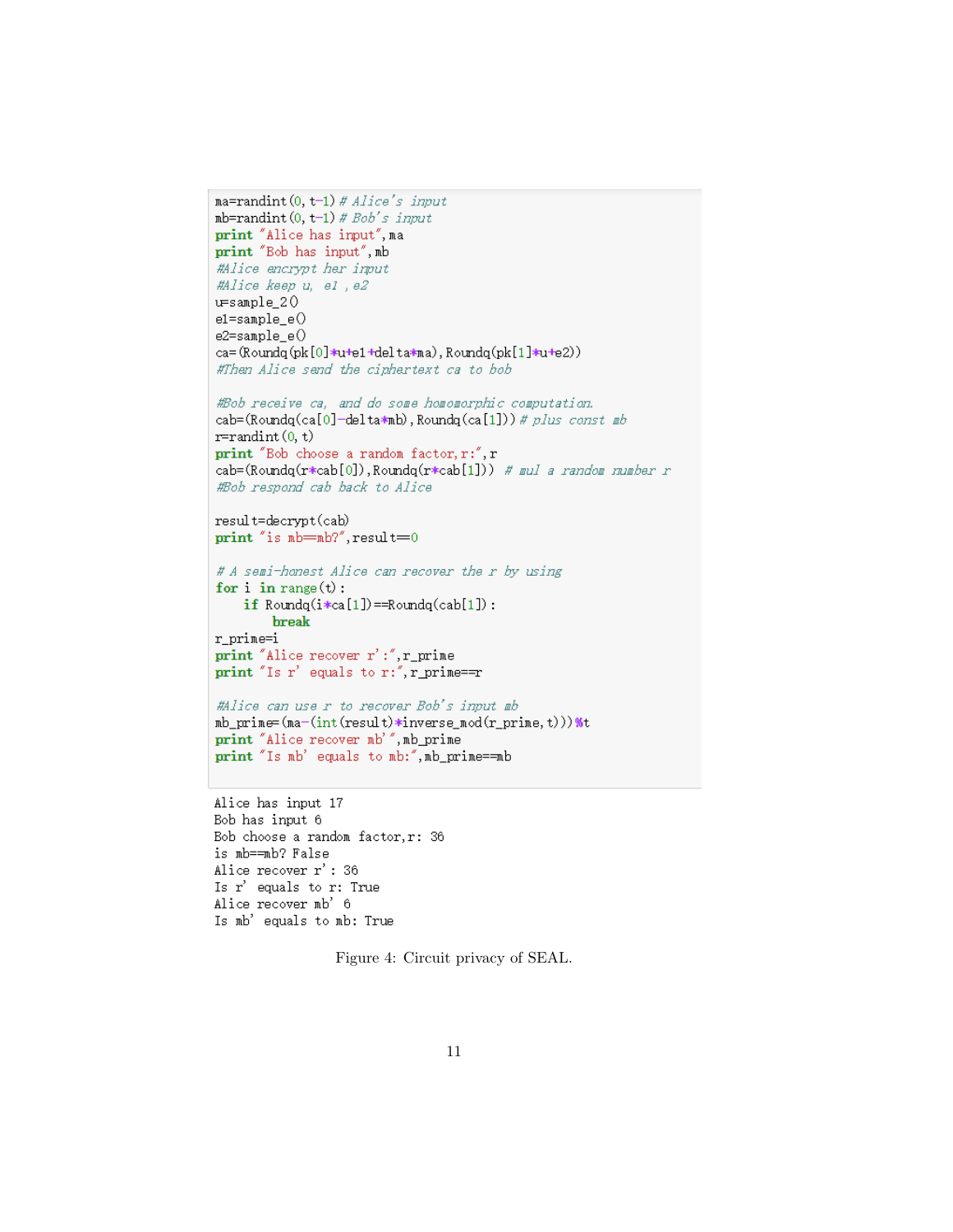```
ma=randint(0,t-1) # Alice's input
mb=randint(0,t-1) # Bob's input
print "Alice has input",ma
print "Bob has input",mb
#Alice encrypt her input
#Alice keep u, e1 , e2
u=sample_2()
e1=sample_e()
e2=sample_e()
ca=(Roundq(pk[0]*u+e1+delta*ma),Roundq(pk[1]*u+e2))
#Then Alice send the ciphertext ca to bob

#Bob receive ca, and do some homomorphic computation.
cab=(Roundq(ca[0]-delta*mb),Roundq(ca[1])) # plus const mb
r=randint(0,t)
print "Bob choose a random factor,r:",r
cab=(Roundq(r*cab[0]),Roundq(r*cab[1])) # mul a random number r
#Bob respond cab back to Alice

result=decrypt(cab)
print "is mb==mb?",result==0

# A semi-honest Alice can recover the r by using
for i in range(t):
    if Roundq(i*ca[1])==Roundq(cab[1]):
        break
r_prime=i
print "Alice recover r':",r_prime
print "Is r' equals to r:",r_prime==r

#Alice can use r to recover Bob's input mb
mb_prime=(ma-(int(result)*inverse_mod(r_prime,t)))%t
print "Alice recover mb'",mb_prime
print "Is mb' equals to mb:",mb_prime==mb
```

```
Alice has input 17
Bob has input 6
Bob choose a random factor,r: 36
is mb==mb? False
Alice recover r': 36
Is r' equals to r: True
Alice recover mb' 6
Is mb' equals to mb: True
```

Figure 4: Circuit privacy of SEAL.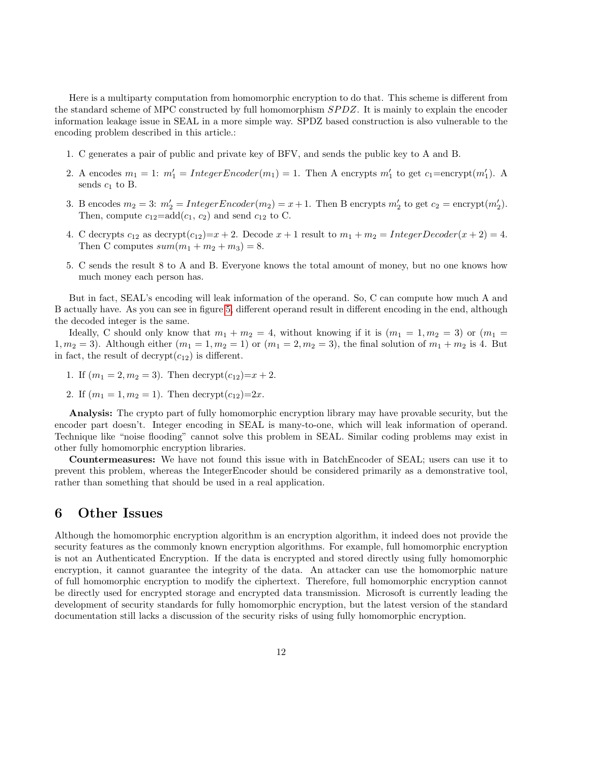Here is a multiparty computation from homomorphic encryption to do that. This scheme is different from the standard scheme of MPC constructed by full homomorphism $SPDZ$. It is mainly to explain the encoder information leakage issue in SEAL in a more simple way. SPDZ based construction is also vulnerable to the encoding problem described in this article.:

1. C generates a pair of public and private key of BFV, and sends the public key to A and B.
2. A encodes $m_1 = 1$: $m_1' = IntegerEncoder(m_1) = 1$. Then A encrypts $m_1'$ to get $c_1$=encrypt($m_1'$). A sends $c_1$ to B.
3. B encodes $m_2 = 3$: $m_2' = IntegerEncoder(m_2) = x + 1$. Then B encrypts $m_2'$ to get $c_2$ = encrypt($m_2'$). Then, compute $c_{12}$=add($c_1$, $c_2$) and send $c_{12}$ to C.
4. C decrypts $c_{12}$ as decrypt($c_{12}$)=$x + 2$. Decode $x + 1$ result to $m_1 + m_2 = IntegerDecoder(x + 2) = 4$. Then C computes $sum(m_1 + m_2 + m_3) = 8$.
5. C sends the result 8 to A and B. Everyone knows the total amount of money, but no one knows how much money each person has.

But in fact, SEAL's encoding will leak information of the operand. So, C can compute how much A and B actually have. As you can see in figure 5, different operand result in different encoding in the end, although the decoded integer is the same.

Ideally, C should only know that $m_1 + m_2 = 4$, without knowing if it is ($m_1 = 1, m_2 = 3$) or ($m_1 = 1, m_2 = 3$). Although either ($m_1 = 1, m_2 = 1$) or ($m_1 = 2, m_2 = 3$), the final solution of $m_1 + m_2$ is 4. But in fact, the result of decrypt($c_{12}$) is different.

1. If ($m_1 = 2, m_2 = 3$). Then decrypt($c_{12}$)=$x + 2$.
2. If ($m_1 = 1, m_2 = 1$). Then decrypt($c_{12}$)=$2x$.

**Analysis:** The crypto part of fully homomorphic encryption library may have provable security, but the encoder part doesn't. Integer encoding in SEAL is many-to-one, which will leak information of operand. Technique like "noise flooding" cannot solve this problem in SEAL. Similar coding problems may exist in other fully homomorphic encryption libraries.

**Countermeasures:** We have not found this issue with in BatchEncoder of SEAL; users can use it to prevent this problem, whereas the IntegerEncoder should be considered primarily as a demonstrative tool, rather than something that should be used in a real application.

# 6 Other Issues

Although the homomorphic encryption algorithm is an encryption algorithm, it indeed does not provide the security features as the commonly known encryption algorithms. For example, full homomorphic encryption is not an Authenticated Encryption. If the data is encrypted and stored directly using fully homomorphic encryption, it cannot guarantee the integrity of the data. An attacker can use the homomorphic nature of full homomorphic encryption to modify the ciphertext. Therefore, full homomorphic encryption cannot be directly used for encrypted storage and encrypted data transmission. Microsoft is currently leading the development of security standards for fully homomorphic encryption, but the latest version of the standard documentation still lacks a discussion of the security risks of using fully homomorphic encryption.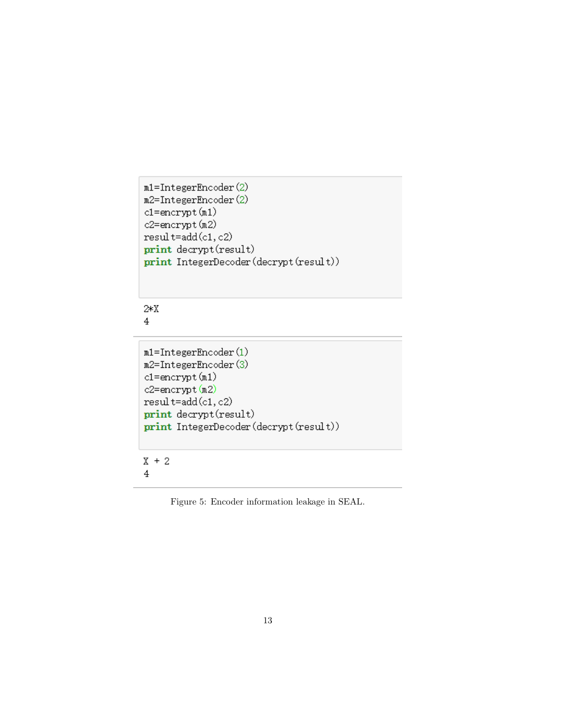```
m1=IntegerEncoder(2)
m2=IntegerEncoder(2)
c1=encrypt(m1)
c2=encrypt(m2)
result=add(c1,c2)
print decrypt(result)
print IntegerDecoder(decrypt(result))
```

```
2*X
4
```

```
m1=IntegerEncoder(1)
m2=IntegerEncoder(3)
c1=encrypt(m1)
c2=encrypt(m2)
result=add(c1,c2)
print decrypt(result)
print IntegerDecoder(decrypt(result))
```

```
X + 2
4
```

Figure 5: Encoder information leakage in SEAL.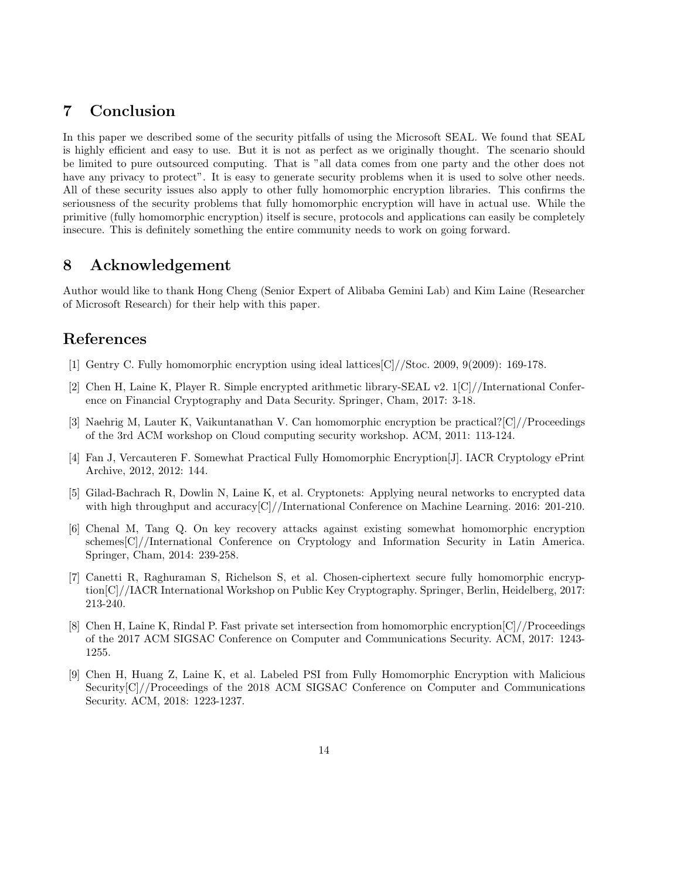## 7 Conclusion

In this paper we described some of the security pitfalls of using the Microsoft SEAL. We found that SEAL is highly efficient and easy to use. But it is not as perfect as we originally thought. The scenario should be limited to pure outsourced computing. That is "all data comes from one party and the other does not have any privacy to protect". It is easy to generate security problems when it is used to solve other needs. All of these security issues also apply to other fully homomorphic encryption libraries. This confirms the seriousness of the security problems that fully homomorphic encryption will have in actual use. While the primitive (fully homomorphic encryption) itself is secure, protocols and applications can easily be completely insecure. This is definitely something the entire community needs to work on going forward.

## 8 Acknowledgement

Author would like to thank Hong Cheng (Senior Expert of Alibaba Gemini Lab) and Kim Laine (Researcher of Microsoft Research) for their help with this paper.

## References

[1] Gentry C. Fully homomorphic encryption using ideal lattices[C]//Stoc. 2009, 9(2009): 169-178.

[2] Chen H, Laine K, Player R. Simple encrypted arithmetic library-SEAL v2. 1[C]//International Conference on Financial Cryptography and Data Security. Springer, Cham, 2017: 3-18.

[3] Naehrig M, Lauter K, Vaikuntanathan V. Can homomorphic encryption be practical?[C]//Proceedings of the 3rd ACM workshop on Cloud computing security workshop. ACM, 2011: 113-124.

[4] Fan J, Vercauteren F. Somewhat Practical Fully Homomorphic Encryption[J]. IACR Cryptology ePrint Archive, 2012, 2012: 144.

[5] Gilad-Bachrach R, Dowlin N, Laine K, et al. Cryptonets: Applying neural networks to encrypted data with high throughput and accuracy[C]//International Conference on Machine Learning. 2016: 201-210.

[6] Chenal M, Tang Q. On key recovery attacks against existing somewhat homomorphic encryption schemes[C]//International Conference on Cryptology and Information Security in Latin America. Springer, Cham, 2014: 239-258.

[7] Canetti R, Raghuraman S, Richelson S, et al. Chosen-ciphertext secure fully homomorphic encryption[C]//IACR International Workshop on Public Key Cryptography. Springer, Berlin, Heidelberg, 2017: 213-240.

[8] Chen H, Laine K, Rindal P. Fast private set intersection from homomorphic encryption[C]//Proceedings of the 2017 ACM SIGSAC Conference on Computer and Communications Security. ACM, 2017: 1243-1255.

[9] Chen H, Huang Z, Laine K, et al. Labeled PSI from Fully Homomorphic Encryption with Malicious Security[C]//Proceedings of the 2018 ACM SIGSAC Conference on Computer and Communications Security. ACM, 2018: 1223-1237.